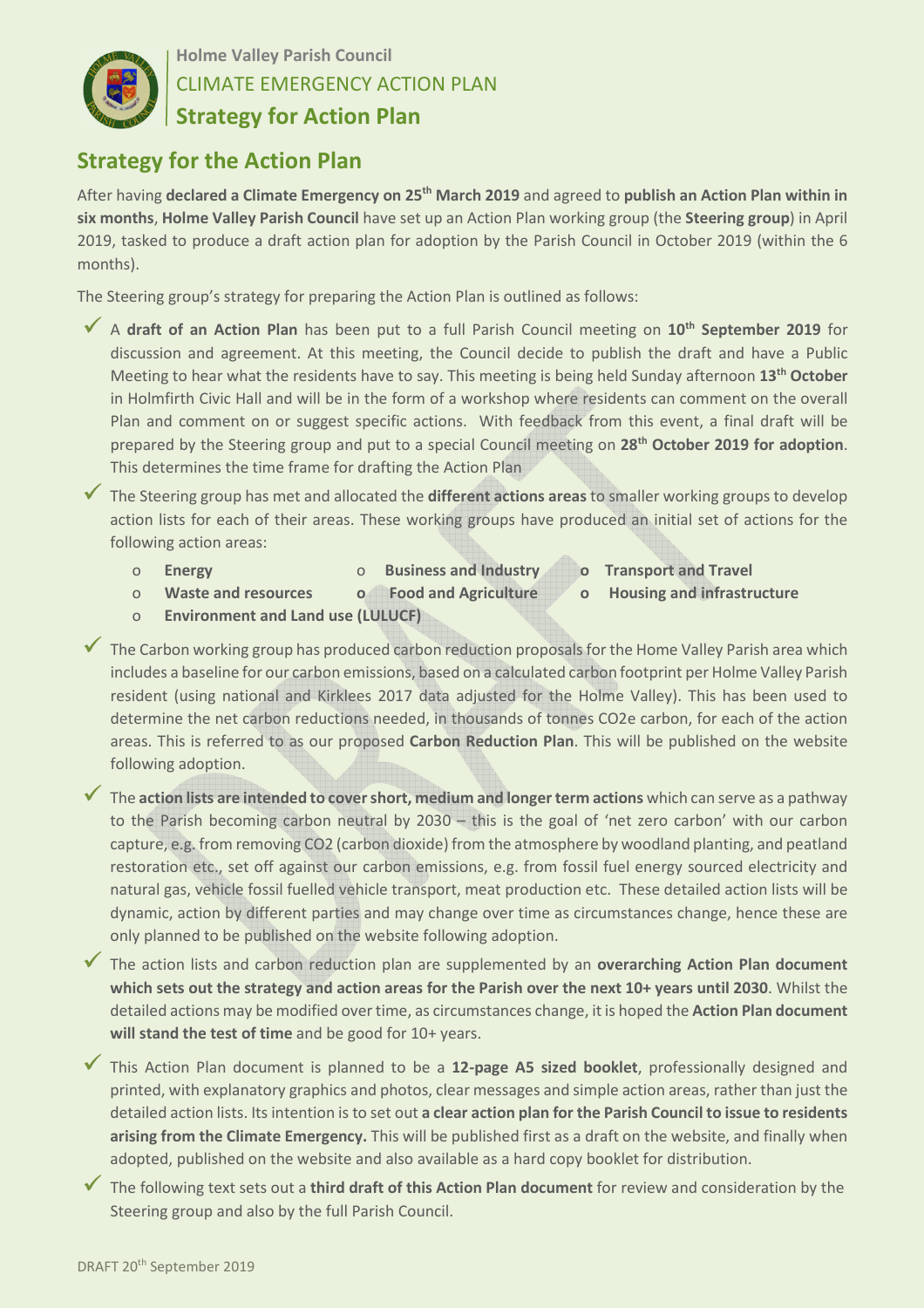**Holme Valley Parish Council**

CLIMATE EMERGENCY ACTION PLAN

**Strategy for Action Plan**

## Strategy for the Action Plan

After having **declared a Climate Emergency on 25th March 2019** and agreed to **publish an Action Plan within in six months**, **Holme Valley Parish Council** have set up an Action Plan working group (the **Steering group**) in April 2019, tasked to produce a draft action plan for adoption by the Parish Council in October 2019 (within the 6 months).

The Steering group's strategy for preparing the Action Plan is outlined as follows:

- ✓ A **draft of an Action Plan** has been put to a full Parish Council meeting on **10th September 2019** for discussion and agreement. At this meeting, the Council decide to publish the draft and have a Public Meeting to hear what the residents have to say. This meeting is being held Sunday afternoon **13th October** in Holmfirth Civic Hall and will be in the form of a workshop where residents can comment on the overall Plan and comment on or suggest specific actions. With feedback from this event, a final draft will be prepared by the Steering group and put to a special Council meeting on **28th October 2019 for adoption**. This determines the time frame for drafting the Action Plan
- ✓ The Steering group has met and allocated the **different actions areas** to smaller working groups to develop action lists for each of their areas. These working groups have produced an initial set of actions for the following action areas:
  - **Energy**
  - **Business and Industry**
  - **Transport and Travel**
  - **Waste and resources**
  - **Food and Agriculture**
  - **Housing and infrastructure**
  - **Environment and Land use (LULUCF)**
- ✓ The Carbon working group has produced carbon reduction proposals for the Home Valley Parish area which includes a baseline for our carbon emissions, based on a calculated carbon footprint per Holme Valley Parish resident (using national and Kirklees 2017 data adjusted for the Holme Valley). This has been used to determine the net carbon reductions needed, in thousands of tonnes CO2e carbon, for each of the action areas. This is referred to as our proposed **Carbon Reduction Plan**. This will be published on the website following adoption.
- ✓ The **action lists are intended to cover short, medium and longer term actions** which can serve as a pathway to the Parish becoming carbon neutral by 2030 – this is the goal of 'net zero carbon' with our carbon capture, e.g. from removing CO2 (carbon dioxide) from the atmosphere by woodland planting, and peatland restoration etc., set off against our carbon emissions, e.g. from fossil fuel energy sourced electricity and natural gas, vehicle fossil fuelled vehicle transport, meat production etc. These detailed action lists will be dynamic, action by different parties and may change over time as circumstances change, hence these are only planned to be published on the website following adoption.
- ✓ The action lists and carbon reduction plan are supplemented by an **overarching Action Plan document which sets out the strategy and action areas for the Parish over the next 10+ years until 2030**. Whilst the detailed actions may be modified over time, as circumstances change, it is hoped the **Action Plan document will stand the test of time** and be good for 10+ years.
- ✓ This Action Plan document is planned to be a **12-page A5 sized booklet**, professionally designed and printed, with explanatory graphics and photos, clear messages and simple action areas, rather than just the detailed action lists. Its intention is to set out **a clear action plan for the Parish Council to issue to residents arising from the Climate Emergency.** This will be published first as a draft on the website, and finally when adopted, published on the website and also available as a hard copy booklet for distribution.
- ✓ The following text sets out a **third draft of this Action Plan document** for review and consideration by the Steering group and also by the full Parish Council.

DRAFT 20th September 2019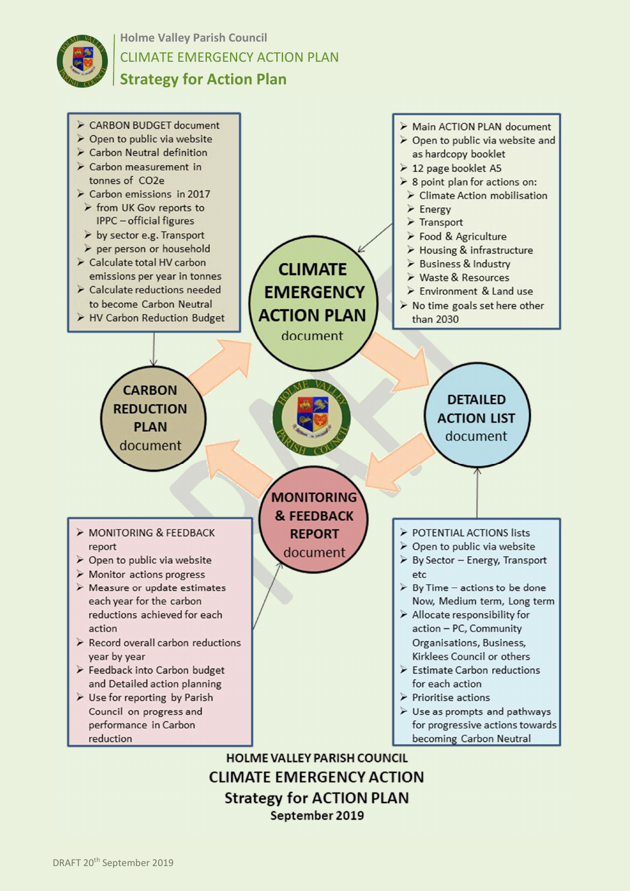Holme Valley Parish Council

CLIMATE EMERGENCY ACTION PLAN

## Strategy for Action Plan

- CARBON BUDGET document
- Open to public via website
- Carbon Neutral definition
- Carbon measurement in tonnes of CO2e
- Carbon emissions in 2017
  - from UK Gov reports to IPPC – official figures
  - by sector e.g. Transport
  - per person or household
- Calculate total HV carbon emissions per year in tonnes
- Calculate reductions needed to become Carbon Neutral
- HV Carbon Reduction Budget

- Main ACTION PLAN document
- Open to public via website and as hardcopy booklet
- 12 page booklet A5
- 8 point plan for actions on:
  - Climate Action mobilisation
  - Energy
  - Transport
  - Food & Agriculture
  - Housing & infrastructure
  - Business & Industry
  - Waste & Resources
  - Environment & Land use
- No time goals set here other than 2030

**CLIMATE EMERGENCY ACTION PLAN** document

**CARBON REDUCTION PLAN** document

**DETAILED ACTION LIST** document

**MONITORING & FEEDBACK REPORT** document

- MONITORING & FEEDBACK report
- Open to public via website
- Monitor actions progress
- Measure or update estimates each year for the carbon reductions achieved for each action
- Record overall carbon reductions year by year
- Feedback into Carbon budget and Detailed action planning
- Use for reporting by Parish Council on progress and performance in Carbon reduction

- POTENTIAL ACTIONS lists
- Open to public via website
- By Sector – Energy, Transport etc
- By Time – actions to be done Now, Medium term, Long term
- Allocate responsibility for action – PC, Community Organisations, Business, Kirklees Council or others
- Estimate Carbon reductions for each action
- Prioritise actions
- Use as prompts and pathways for progressive actions towards becoming Carbon Neutral

**HOLME VALLEY PARISH COUNCIL**

**CLIMATE EMERGENCY ACTION**

**Strategy for ACTION PLAN**

**September 2019**

DRAFT 20th September 2019